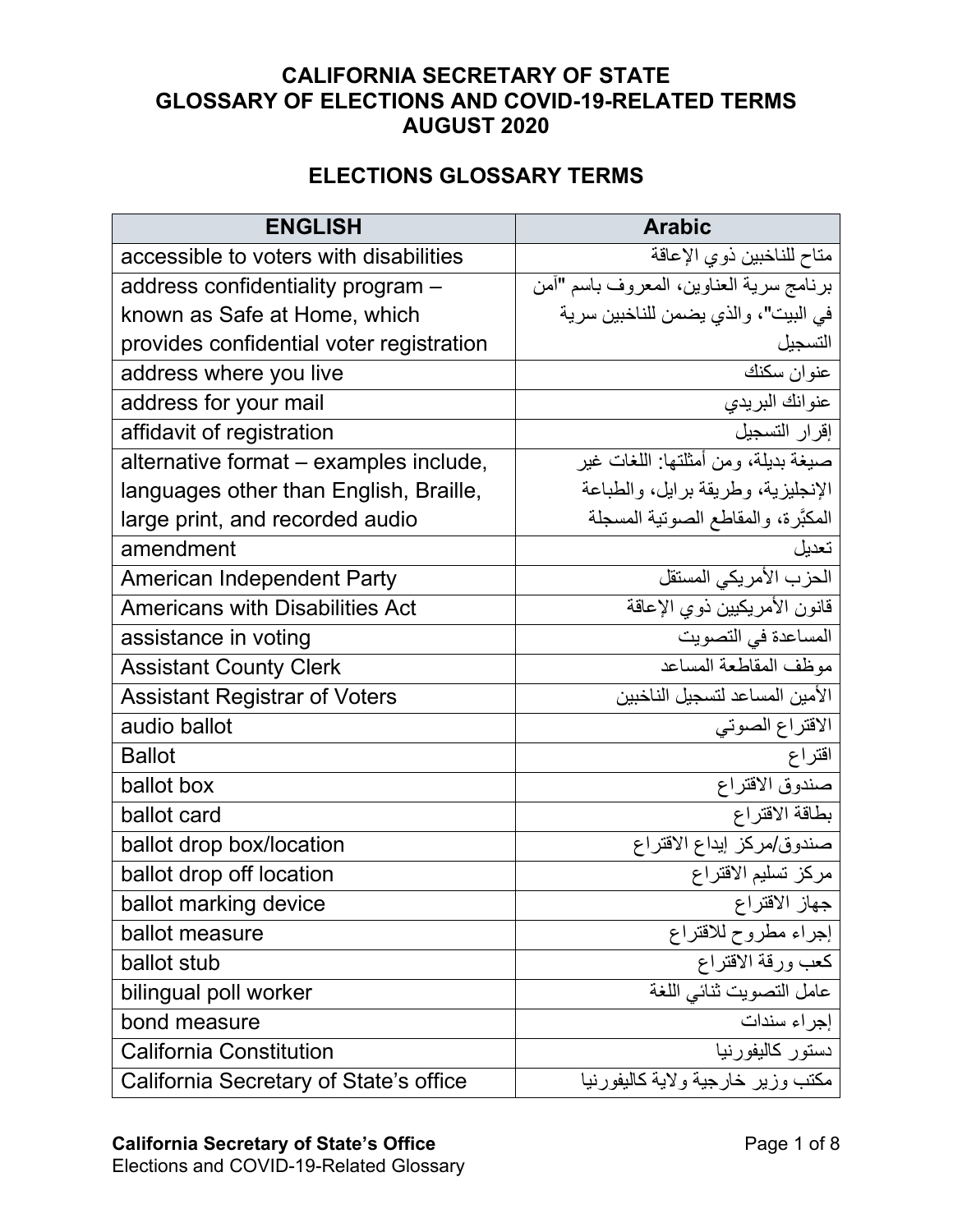# CALIFORNIA SECRETARY OF STATE
# GLOSSARY OF ELECTIONS AND COVID-19-RELATED TERMS
# AUGUST 2020

## ELECTIONS GLOSSARY TERMS

| ENGLISH | Arabic |
|---|---|
| accessible to voters with disabilities | متاح للناخبين ذوي الإعاقة |
| address confidentiality program – known as Safe at Home, which provides confidential voter registration | برنامج سرية العناوين، المعروف باسم "آمن في البيت"، والذي يضمن للناخبين سرية التسجيل |
| address where you live | عنوان سكنك |
| address for your mail | عنوانك البريدي |
| affidavit of registration | إقرار التسجيل |
| alternative format – examples include, languages other than English, Braille, large print, and recorded audio | صيغة بديلة، ومن أمثلتها: اللغات غير الإنجليزية، وطريقة برايل، والطباعة المكبَّرة، والمقاطع الصوتية المسجلة |
| amendment | تعديل |
| American Independent Party | الحزب الأمريكي المستقل |
| Americans with Disabilities Act | قانون الأمريكيين ذوي الإعاقة |
| assistance in voting | المساعدة في التصويت |
| Assistant County Clerk | موظف المقاطعة المساعد |
| Assistant Registrar of Voters | الأمين المساعد لتسجيل الناخبين |
| audio ballot | الاقتراع الصوتي |
| Ballot | اقتراع |
| ballot box | صندوق الاقتراع |
| ballot card | بطاقة الاقتراع |
| ballot drop box/location | صندوق/مركز إيداع الاقتراع |
| ballot drop off location | مركز تسليم الاقتراع |
| ballot marking device | جهاز الاقتراع |
| ballot measure | إجراء مطروح للاقتراع |
| ballot stub | كعب ورقة الاقتراع |
| bilingual poll worker | عامل التصويت ثنائي اللغة |
| bond measure | إجراء سندات |
| California Constitution | دستور كاليفورنيا |
| California Secretary of State's office | مكتب وزير خارجية ولاية كاليفورنيا |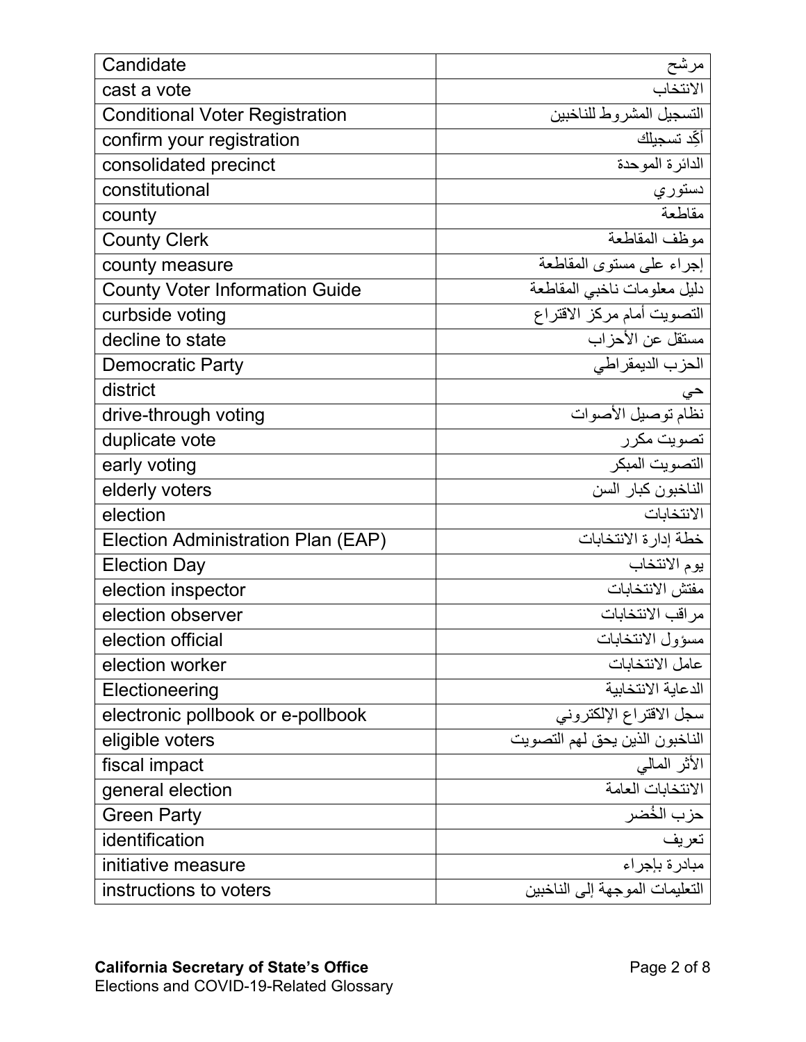| Candidate | مرشح |
|---|---|
| cast a vote | الانتخاب |
| Conditional Voter Registration | التسجيل المشروط للناخبين |
| confirm your registration | أكِّد تسجيلك |
| consolidated precinct | الدائرة الموحدة |
| constitutional | دستوري |
| county | مقاطعة |
| County Clerk | موظف المقاطعة |
| county measure | إجراء على مستوى المقاطعة |
| County Voter Information Guide | دليل معلومات ناخبي المقاطعة |
| curbside voting | التصويت أمام مركز الاقتراع |
| decline to state | مستقل عن الأحزاب |
| Democratic Party | الحزب الديمقراطي |
| district | حي |
| drive-through voting | نظام توصيل الأصوات |
| duplicate vote | تصويت مكرر |
| early voting | التصويت المبكر |
| elderly voters | الناخبون كبار السن |
| election | الانتخابات |
| Election Administration Plan (EAP) | خطة إدارة الانتخابات |
| Election Day | يوم الانتخاب |
| election inspector | مفتش الانتخابات |
| election observer | مراقب الانتخابات |
| election official | مسؤول الانتخابات |
| election worker | عامل الانتخابات |
| Electioneering | الدعاية الانتخابية |
| electronic pollbook or e-pollbook | سجل الاقتراع الإلكتروني |
| eligible voters | الناخبون الذين يحق لهم التصويت |
| fiscal impact | الأثر المالي |
| general election | الانتخابات العامة |
| Green Party | حزب الخُضر |
| identification | تعريف |
| initiative measure | مبادرة بإجراء |
| instructions to voters | التعليمات الموجهة إلى الناخبين |

**California Secretary of State's Office**
Elections and COVID-19-Related Glossary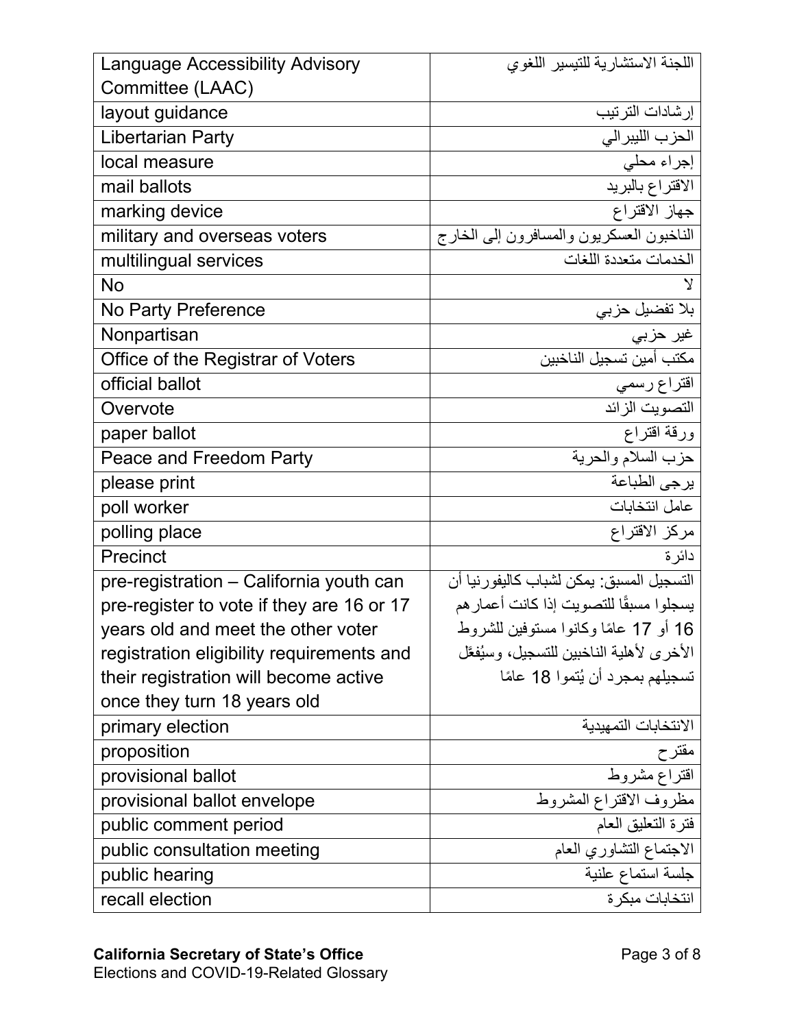| Language Accessibility Advisory Committee (LAAC) | اللجنة الاستشارية للتيسير اللغوي |
|---|---|
| layout guidance | إرشادات الترتيب |
| Libertarian Party | الحزب الليبرالي |
| local measure | إجراء محلي |
| mail ballots | الاقتراع بالبريد |
| marking device | جهاز الاقتراع |
| military and overseas voters | الناخبون العسكريون والمسافرون إلى الخارج |
| multilingual services | الخدمات متعددة اللغات |
| No | لا |
| No Party Preference | بلا تفضيل حزبي |
| Nonpartisan | غير حزبي |
| Office of the Registrar of Voters | مكتب أمين تسجيل الناخبين |
| official ballot | اقتراع رسمي |
| Overvote | التصويت الزائد |
| paper ballot | ورقة اقتراع |
| Peace and Freedom Party | حزب السلام والحرية |
| please print | يرجى الطباعة |
| poll worker | عامل انتخابات |
| polling place | مركز الاقتراع |
| Precinct | دائرة |
| pre-registration – California youth can pre-register to vote if they are 16 or 17 years old and meet the other voter registration eligibility requirements and their registration will become active once they turn 18 years old | التسجيل المسبق: يمكن لشباب كاليفورنيا أن يسجلوا مسبقًا للتصويت إذا كانت أعمارهم 16 أو 17 عامًا وكانوا مستوفين للشروط الأخرى لأهلية الناخبين للتسجيل، وسيُفعَّل تسجيلهم بمجرد أن يُتموا 18 عامًا |
| primary election | الانتخابات التمهيدية |
| proposition | مقترح |
| provisional ballot | اقتراع مشروط |
| provisional ballot envelope | مظروف الاقتراع المشروط |
| public comment period | فترة التعليق العام |
| public consultation meeting | الاجتماع التشاوري العام |
| public hearing | جلسة استماع علنية |
| recall election | انتخابات مبكرة |

**California Secretary of State's Office**
Elections and COVID-19-Related Glossary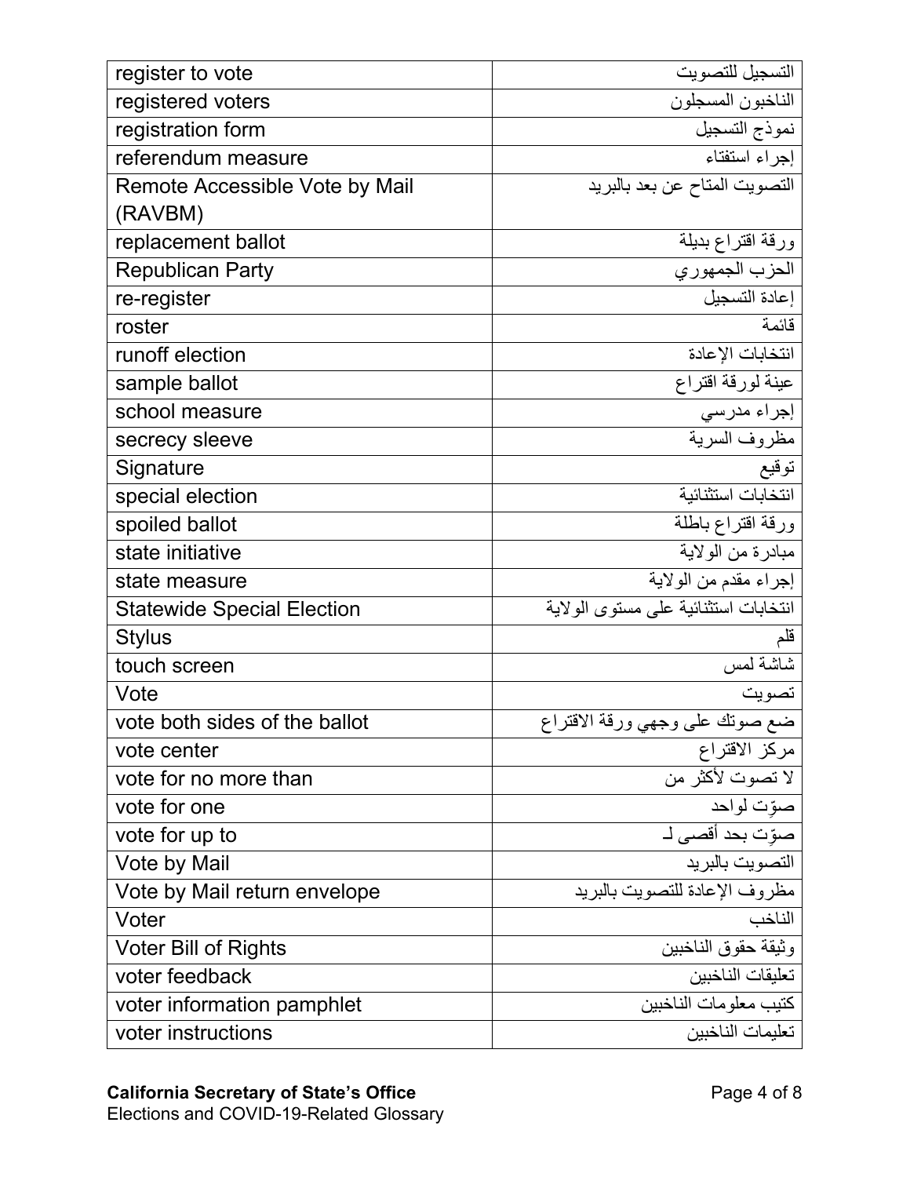| | |
|---|---|
| register to vote | التسجيل للتصويت |
| registered voters | الناخبون المسجلون |
| registration form | نموذج التسجيل |
| referendum measure | إجراء استفتاء |
| Remote Accessible Vote by Mail (RAVBM) | التصويت المتاح عن بعد بالبريد |
| replacement ballot | ورقة اقتراع بديلة |
| Republican Party | الحزب الجمهوري |
| re-register | إعادة التسجيل |
| roster | قائمة |
| runoff election | انتخابات الإعادة |
| sample ballot | عينة لورقة اقتراع |
| school measure | إجراء مدرسي |
| secrecy sleeve | مظروف السرية |
| Signature | توقيع |
| special election | انتخابات استثنائية |
| spoiled ballot | ورقة اقتراع باطلة |
| state initiative | مبادرة من الولاية |
| state measure | إجراء مقدم من الولاية |
| Statewide Special Election | انتخابات استثنائية على مستوى الولاية |
| Stylus | قلم |
| touch screen | شاشة لمس |
| Vote | تصويت |
| vote both sides of the ballot | ضع صوتك على وجهي ورقة الاقتراع |
| vote center | مركز الاقتراع |
| vote for no more than | لا تصوت لأكثر من |
| vote for one | صوِّت لواحد |
| vote for up to | صوِّت بحد أقصى لـ |
| Vote by Mail | التصويت بالبريد |
| Vote by Mail return envelope | مظروف الإعادة للتصويت بالبريد |
| Voter | الناخب |
| Voter Bill of Rights | وثيقة حقوق الناخبين |
| voter feedback | تعليقات الناخبين |
| voter information pamphlet | كتيب معلومات الناخبين |
| voter instructions | تعليمات الناخبين |

**California Secretary of State's Office**
Elections and COVID-19-Related Glossary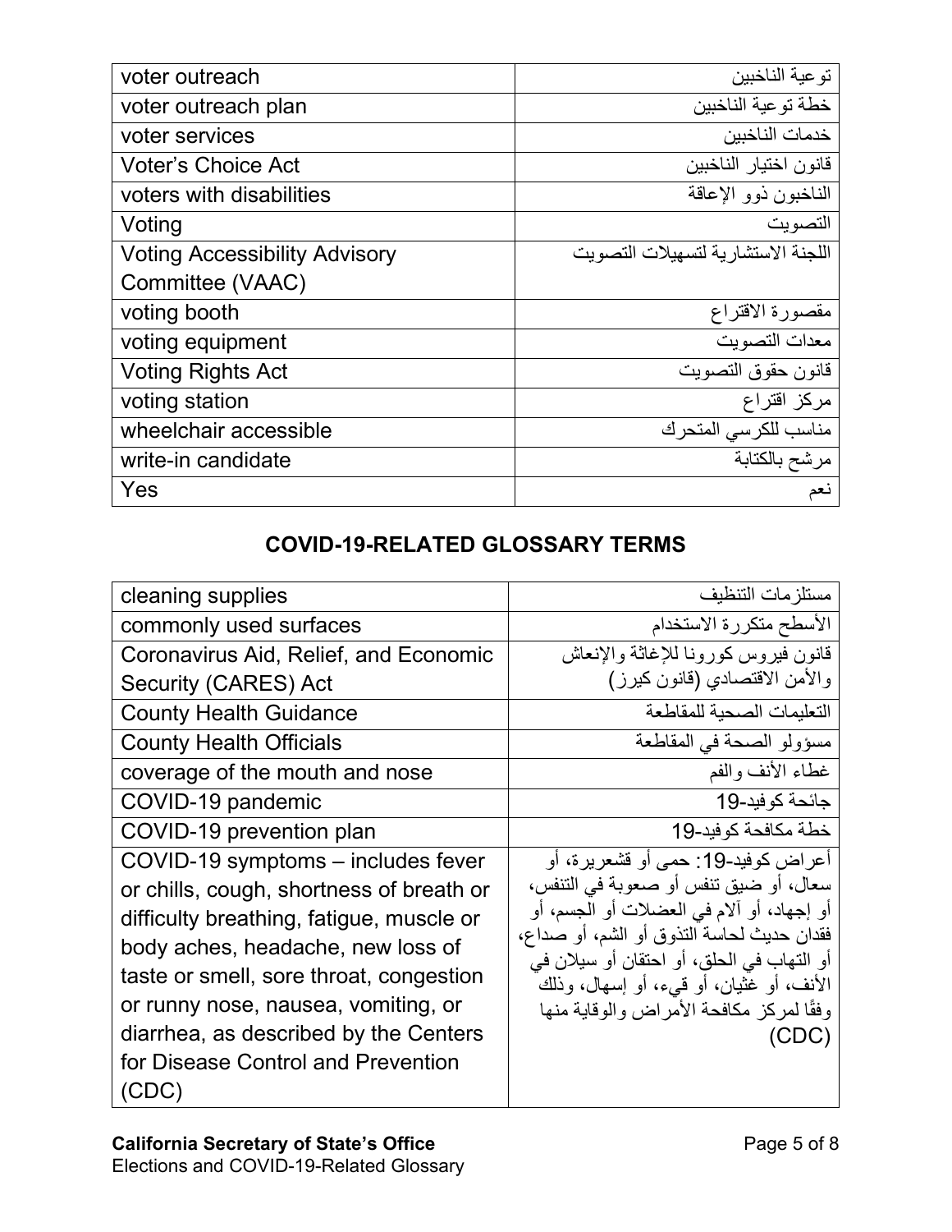| | |
|---|---|
| voter outreach | توعية الناخبين |
| voter outreach plan | خطة توعية الناخبين |
| voter services | خدمات الناخبين |
| Voter's Choice Act | قانون اختيار الناخبين |
| voters with disabilities | الناخبون ذوو الإعاقة |
| Voting | التصويت |
| Voting Accessibility Advisory Committee (VAAC) | اللجنة الاستشارية لتسهيلات التصويت |
| voting booth | مقصورة الاقتراع |
| voting equipment | معدات التصويت |
| Voting Rights Act | قانون حقوق التصويت |
| voting station | مركز اقتراع |
| wheelchair accessible | مناسب للكرسي المتحرك |
| write-in candidate | مرشح بالكتابة |
| Yes | نعم |

## COVID-19-RELATED GLOSSARY TERMS

| | |
|---|---|
| cleaning supplies | مستلزمات التنظيف |
| commonly used surfaces | الأسطح متكررة الاستخدام |
| Coronavirus Aid, Relief, and Economic Security (CARES) Act | قانون فيروس كورونا للإغاثة والإنعاش والأمن الاقتصادي (قانون كيرز) |
| County Health Guidance | التعليمات الصحية للمقاطعة |
| County Health Officials | مسؤولو الصحة في المقاطعة |
| coverage of the mouth and nose | غطاء الأنف والفم |
| COVID-19 pandemic | جائحة كوفيد-19 |
| COVID-19 prevention plan | خطة مكافحة كوفيد-19 |
| COVID-19 symptoms – includes fever or chills, cough, shortness of breath or difficulty breathing, fatigue, muscle or body aches, headache, new loss of taste or smell, sore throat, congestion or runny nose, nausea, vomiting, or diarrhea, as described by the Centers for Disease Control and Prevention (CDC) | أعراض كوفيد-19: حمى أو قشعريرة، أو سعال، أو ضيق تنفس أو صعوبة في التنفس، أو إجهاد، أو آلام في العضلات أو الجسم، أو فقدان حديث لحاسة التذوق أو الشم، أو صداع، أو التهاب في الحلق، أو احتقان أو سيلان في الأنف، أو غثيان، أو قيء، أو إسهال، وذلك وفقًا لمركز مكافحة الأمراض والوقاية منها (CDC) |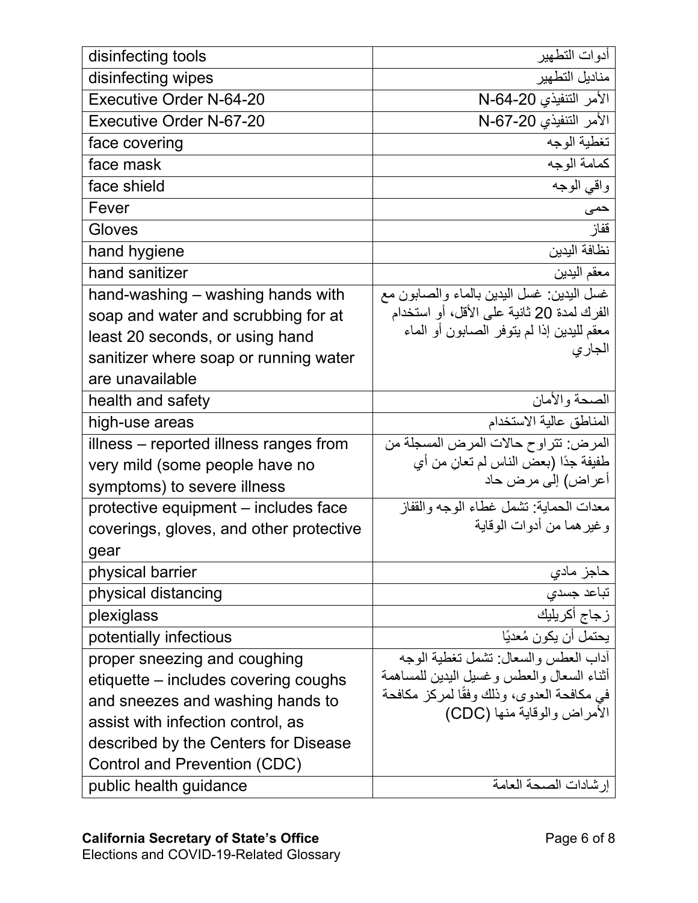| disinfecting tools | أدوات التطهير |
|---|---|
| disinfecting wipes | مناديل التطهير |
| Executive Order N-64-20 | الأمر التنفيذي N-64-20 |
| Executive Order N-67-20 | الأمر التنفيذي N-67-20 |
| face covering | تغطية الوجه |
| face mask | كمامة الوجه |
| face shield | واقي الوجه |
| Fever | حمى |
| Gloves | قفاز |
| hand hygiene | نظافة اليدين |
| hand sanitizer | معقم اليدين |
| hand-washing – washing hands with soap and water and scrubbing for at least 20 seconds, or using hand sanitizer where soap or running water are unavailable | غسل اليدين: غسل اليدين بالماء والصابون مع الفرك لمدة 20 ثانية على الأقل، أو استخدام معقم لليدين إذا لم يتوفر الصابون أو الماء الجاري |
| health and safety | الصحة والأمان |
| high-use areas | المناطق عالية الاستخدام |
| illness – reported illness ranges from very mild (some people have no symptoms) to severe illness | المرض: تتراوح حالات المرض المسجلة من طفيفة جدًا (بعض الناس لم تعانِ من أي أعراض) إلى مرض حاد |
| protective equipment – includes face coverings, gloves, and other protective gear | معدات الحماية: تشمل غطاء الوجه والقفاز وغيرهما من أدوات الوقاية |
| physical barrier | حاجز مادي |
| physical distancing | تباعد جسدي |
| plexiglass | زجاج أكريليك |
| potentially infectious | يحتمل أن يكون مُعديًا |
| proper sneezing and coughing etiquette – includes covering coughs and sneezes and washing hands to assist with infection control, as described by the Centers for Disease Control and Prevention (CDC) | آداب العطس والسعال: تشمل تغطية الوجه أثناء السعال والعطس وغسيل اليدين للمساهمة في مكافحة العدوى، وذلك وفقًا لمركز مكافحة الأمراض والوقاية منها (CDC) |
| public health guidance | إرشادات الصحة العامة |

**California Secretary of State's Office**
Elections and COVID-19-Related Glossary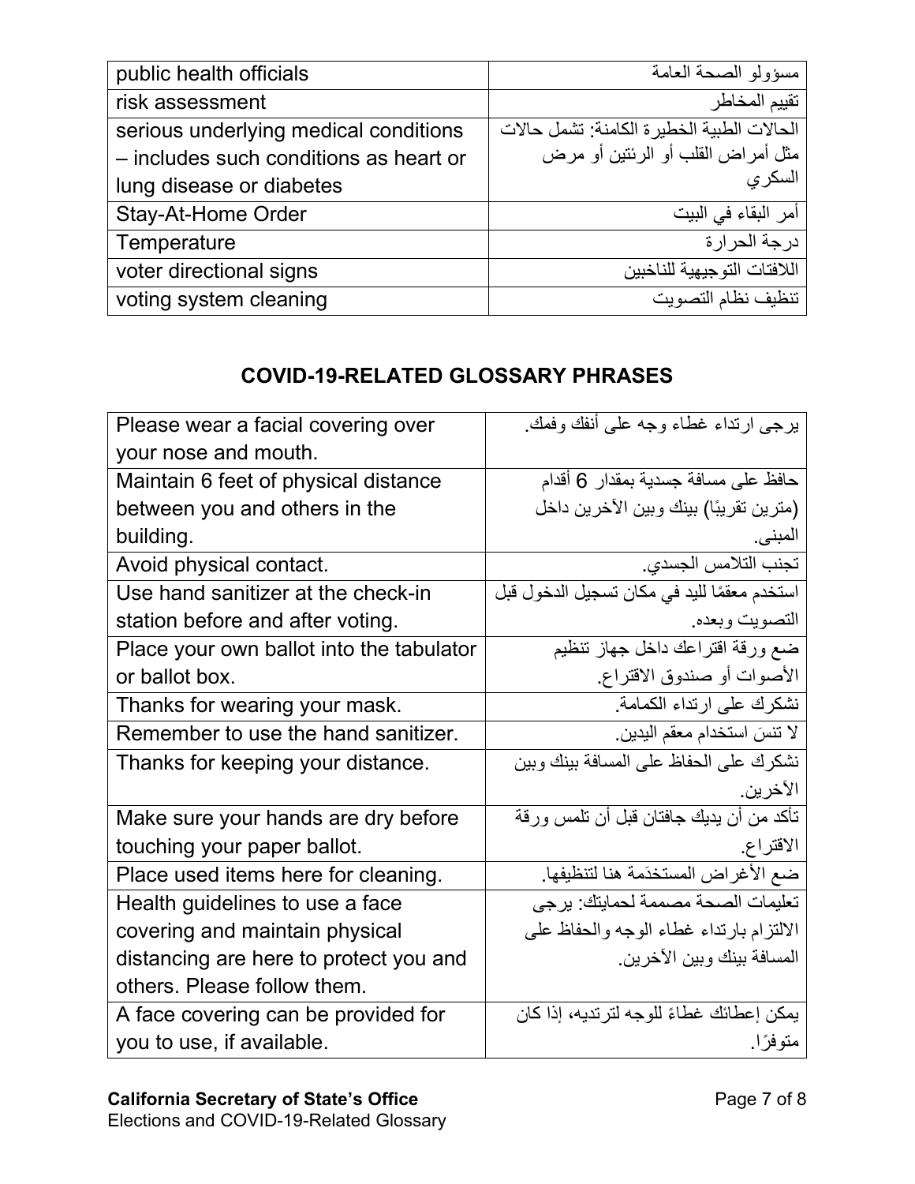| public health officials | مسؤولو الصحة العامة |
| --- | --- |
| risk assessment | تقييم المخاطر |
| serious underlying medical conditions – includes such conditions as heart or lung disease or diabetes | الحالات الطبية الخطيرة الكامنة: تشمل حالات مثل أمراض القلب أو الرئتين أو مرض السكري |
| Stay-At-Home Order | أمر البقاء في البيت |
| Temperature | درجة الحرارة |
| voter directional signs | اللافتات التوجيهية للناخبين |
| voting system cleaning | تنظيف نظام التصويت |

## COVID-19-RELATED GLOSSARY PHRASES

| Please wear a facial covering over your nose and mouth. | يرجى ارتداء غطاء وجه على أنفك وفمك. |
| --- | --- |
| Maintain 6 feet of physical distance between you and others in the building. | حافظ على مسافة جسدية بمقدار 6 أقدام (مترين تقريبًا) بينك وبين الآخرين داخل المبنى. |
| Avoid physical contact. | تجنب التلامس الجسدي. |
| Use hand sanitizer at the check-in station before and after voting. | استخدم معقمًا لليد في مكان تسجيل الدخول قبل التصويت وبعده. |
| Place your own ballot into the tabulator or ballot box. | ضع ورقة اقتراعك داخل جهاز تنظيم الأصوات أو صندوق الاقتراع. |
| Thanks for wearing your mask. | نشكرك على ارتداء الكمامة. |
| Remember to use the hand sanitizer. | لا تنسَ استخدام معقم اليدين. |
| Thanks for keeping your distance. | نشكرك على الحفاظ على المسافة بينك وبين الآخرين. |
| Make sure your hands are dry before touching your paper ballot. | تأكد من أن يديك جافتان قبل أن تلمس ورقة الاقتراع. |
| Place used items here for cleaning. | ضع الأغراض المستخدَمة هنا لتنظيفها. |
| Health guidelines to use a face covering and maintain physical distancing are here to protect you and others. Please follow them. | تعليمات الصحة مصممة لحمايتك: يرجى الالتزام بارتداء غطاء الوجه والحفاظ على المسافة بينك وبين الآخرين. |
| A face covering can be provided for you to use, if available. | يمكن إعطائك غطاءً للوجه لترتديه، إذا كان متوفرًا. |

**California Secretary of State's Office**
Elections and COVID-19-Related Glossary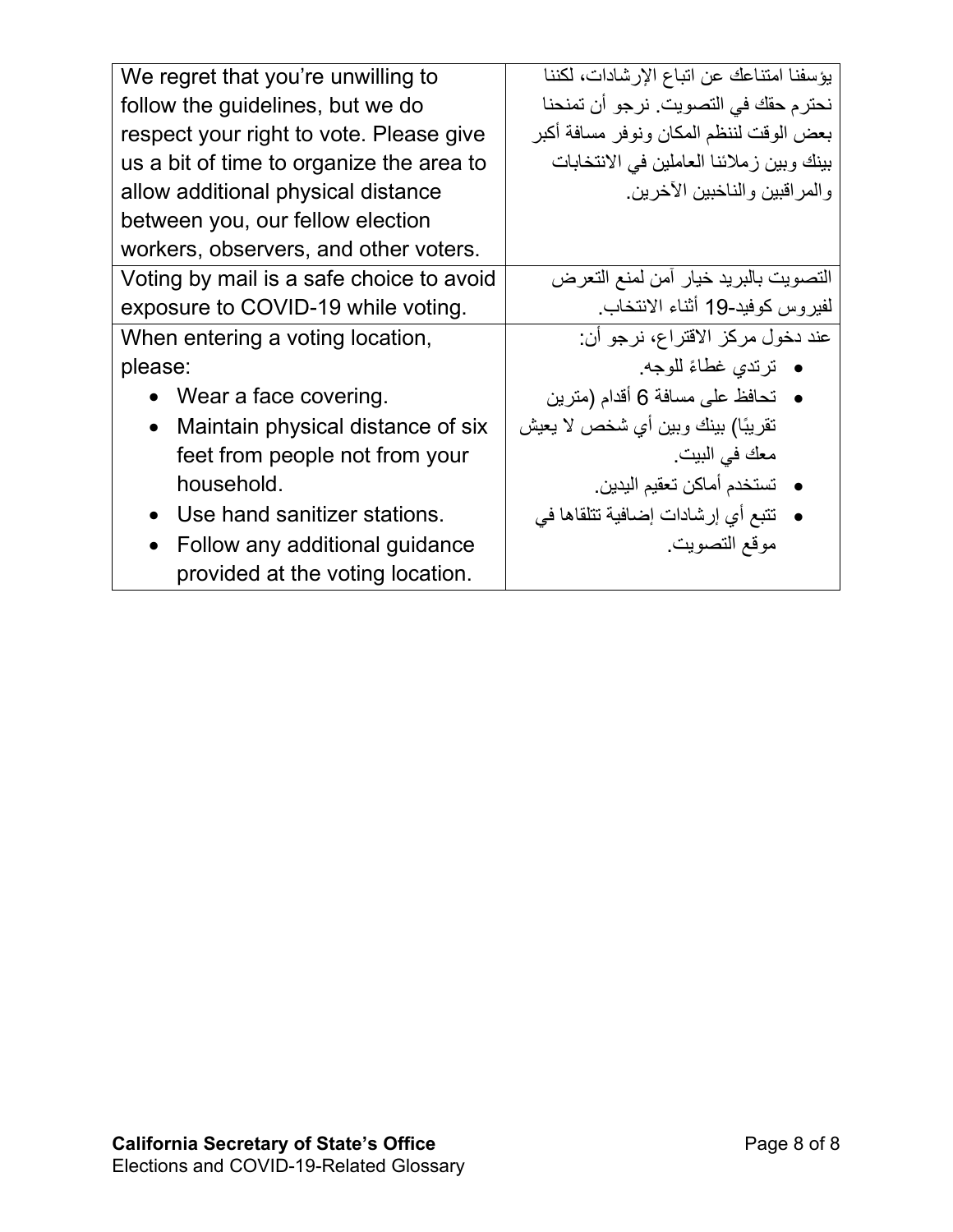| | |
|---|---|
| We regret that you're unwilling to follow the guidelines, but we do respect your right to vote. Please give us a bit of time to organize the area to allow additional physical distance between you, our fellow election workers, observers, and other voters. | يؤسفنا امتناعك عن اتباع الإرشادات، لكننا نحترم حقك في التصويت. نرجو أن تمنحنا بعض الوقت لننظم المكان ونوفر مسافة أكبر بينك وبين زملائنا العاملين في الانتخابات والمراقبين والناخبين الآخرين. |
| Voting by mail is a safe choice to avoid exposure to COVID-19 while voting. | التصويت بالبريد خيار آمن لمنع التعرض لفيروس كوفيد-19 أثناء الانتخاب. |
| When entering a voting location, please:<br>• Wear a face covering.<br>• Maintain physical distance of six feet from people not from your household.<br>• Use hand sanitizer stations.<br>• Follow any additional guidance provided at the voting location. | عند دخول مركز الاقتراع، نرجو أن:<br>• ترتدي غطاءً للوجه.<br>• تحافظ على مسافة 6 أقدام (مترين تقريبًا) بينك وبين أي شخص لا يعيش معك في البيت.<br>• تستخدم أماكن تعقيم اليدين.<br>• تتبع أي إرشادات إضافية تتلقاها في موقع التصويت. |